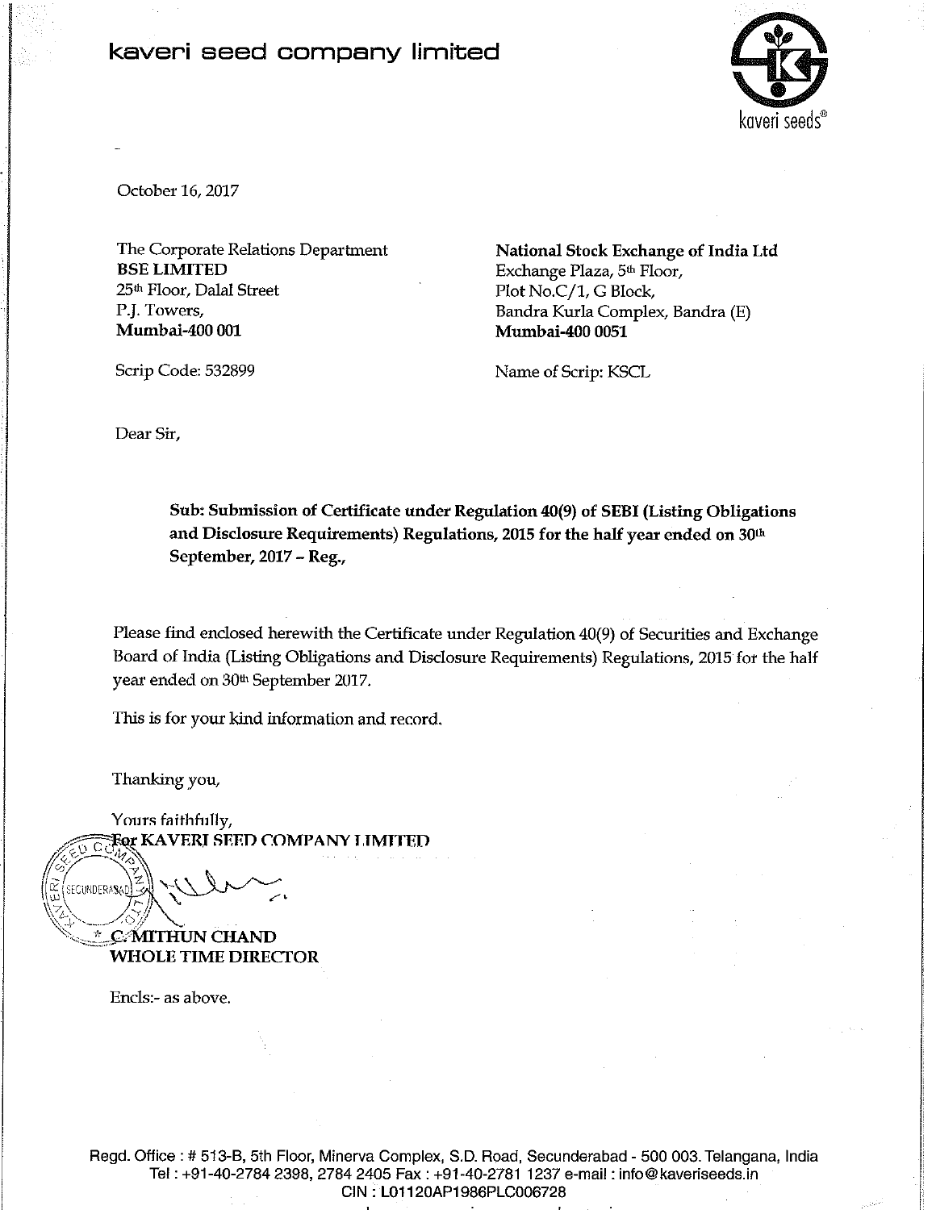# kaveri seed company limited

October 16, 2017

The Corporate Relations Department
**BSE LIMITED**
25th Floor, Dalal Street
P.J. Towers,
**Mumbai-400 001**

Scrip Code: 532899

**National Stock Exchange of India Ltd**
Exchange Plaza, 5th Floor,
Plot No.C/1, G Block,
Bandra Kurla Complex, Bandra (E)
**Mumbai-400 0051**

Name of Scrip: KSCL

Dear Sir,

**Sub: Submission of Certificate under Regulation 40(9) of SEBI (Listing Obligations and Disclosure Requirements) Regulations, 2015 for the half year ended on 30th September, 2017 – Reg.,**

Please find enclosed herewith the Certificate under Regulation 40(9) of Securities and Exchange Board of India (Listing Obligations and Disclosure Requirements) Regulations, 2015 for the half year ended on 30th September 2017.

This is for your kind information and record.

Thanking you,

Yours faithfully,
**For KAVERI SEED COMPANY LIMITED**

**C. MITHUN CHAND**
**WHOLE TIME DIRECTOR**

Encls:- as above.

Regd. Office : # 513-B, 5th Floor, Minerva Complex, S.D. Road, Secunderabad - 500 003. Telangana, India
Tel : +91-40-2784 2398, 2784 2405 Fax : +91-40-2781 1237 e-mail : info@kaveriseeds.in
CIN : L01120AP1986PLC006728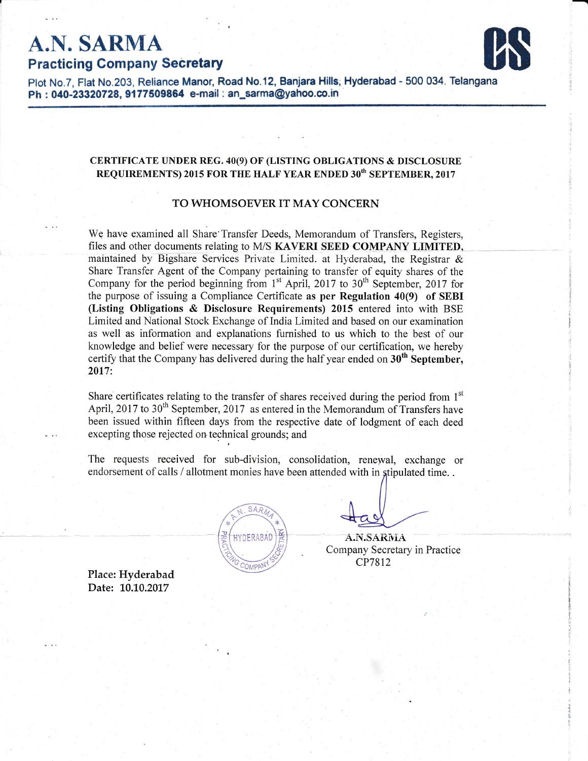# A.N. SARMA

## Practicing Company Secretary

Plot No.7, Flat No.203, Reliance Manor, Road No.12, Banjara Hills, Hyderabad - 500 034. Telangana
**Ph : 040-23320728, 9177509864** e-mail : an_sarma@yahoo.co.in

---

**CERTIFICATE UNDER REG. 40(9) OF (LISTING OBLIGATIONS & DISCLOSURE REQUIREMENTS) 2015 FOR THE HALF YEAR ENDED 30th SEPTEMBER, 2017**

TO WHOMSOEVER IT MAY CONCERN

We have examined all Share Transfer Deeds, Memorandum of Transfers, Registers, files and other documents relating to M/S **KAVERI SEED COMPANY LIMITED**, maintained by Bigshare Services Private Limited. at Hyderabad, the Registrar & Share Transfer Agent of the Company pertaining to transfer of equity shares of the Company for the period beginning from 1st April, 2017 to 30th September, 2017 for the purpose of issuing a Compliance Certificate **as per Regulation 40(9) of SEBI (Listing Obligations & Disclosure Requirements) 2015** entered into with BSE Limited and National Stock Exchange of India Limited and based on our examination as well as information and explanations furnished to us which to the best of our knowledge and belief were necessary for the purpose of our certification, we hereby certify that the Company has delivered during the half year ended on **30th September, 2017:**

Share certificates relating to the transfer of shares received during the period from 1st April, 2017 to 30th September, 2017 as entered in the Memorandum of Transfers have been issued within fifteen days from the respective date of lodgment of each deed excepting those rejected on technical grounds; and

The requests received for sub-division, consolidation, renewal, exchange or endorsement of calls / allotment monies have been attended with in stipulated time. .

A.N.SARMA
Company Secretary in Practice
CP7812

**Place: Hyderabad**
**Date: 10.10.2017**